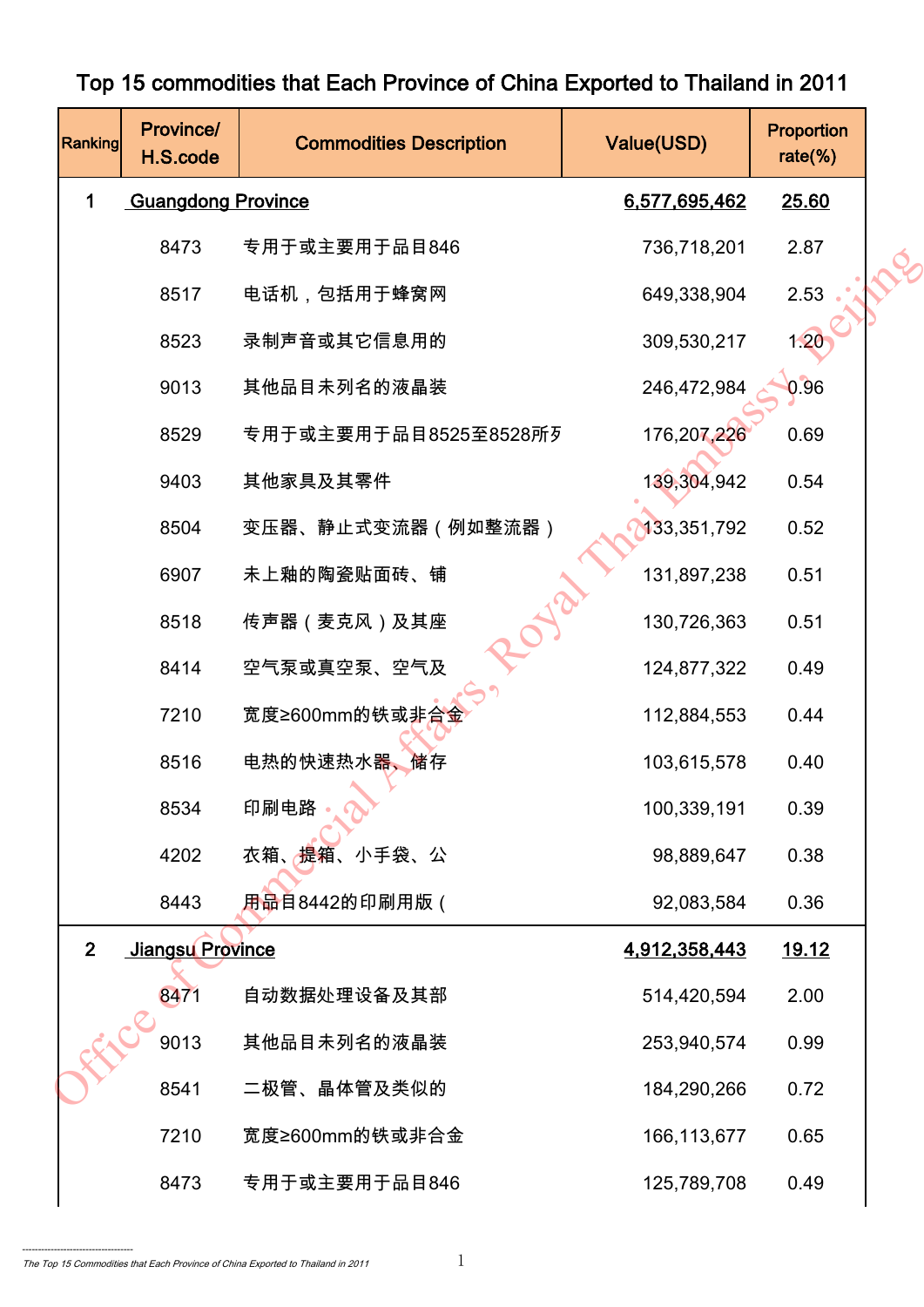# Top 15 commodities that Each Province of China Exported to Thailand in 2011

| Ranking | Province/ H.S.code | Commodities Description | Value(USD) | Proportion rate(%) |
|---|---|---|---|---|
| 1 | Guangdong Province | | 6,577,695,462 | 25.60 |
| | 8473 | 专用于或主要用于品目846 | 736,718,201 | 2.87 |
| | 8517 | 电话机，包括用于蜂窝网 | 649,338,904 | 2.53 |
| | 8523 | 录制声音或其它信息用的 | 309,530,217 | 1.20 |
| | 9013 | 其他品目未列名的液晶装 | 246,472,984 | 0.96 |
| | 8529 | 专用于或主要用于品目8525至8528所歹 | 176,207,226 | 0.69 |
| | 9403 | 其他家具及其零件 | 139,304,942 | 0.54 |
| | 8504 | 变压器、静止式变流器（例如整流器） | 133,351,792 | 0.52 |
| | 6907 | 未上釉的陶瓷贴面砖、铺 | 131,897,238 | 0.51 |
| | 8518 | 传声器（麦克风）及其座 | 130,726,363 | 0.51 |
| | 8414 | 空气泵或真空泵、空气及 | 124,877,322 | 0.49 |
| | 7210 | 宽度≥600mm的铁或非合金 | 112,884,553 | 0.44 |
| | 8516 | 电热的快速热水器、储存 | 103,615,578 | 0.40 |
| | 8534 | 印刷电路 | 100,339,191 | 0.39 |
| | 4202 | 衣箱、提箱、小手袋、公 | 98,889,647 | 0.38 |
| | 8443 | 用品目8442的印刷用版（ | 92,083,584 | 0.36 |
| 2 | Jiangsu Province | | 4,912,358,443 | 19.12 |
| | 8471 | 自动数据处理设备及其部 | 514,420,594 | 2.00 |
| | 9013 | 其他品目未列名的液晶装 | 253,940,574 | 0.99 |
| | 8541 | 二极管、晶体管及类似的 | 184,290,266 | 0.72 |
| | 7210 | 宽度≥600mm的铁或非合金 | 166,113,677 | 0.65 |
| | 8473 | 专用于或主要用于品目846 | 125,789,708 | 0.49 |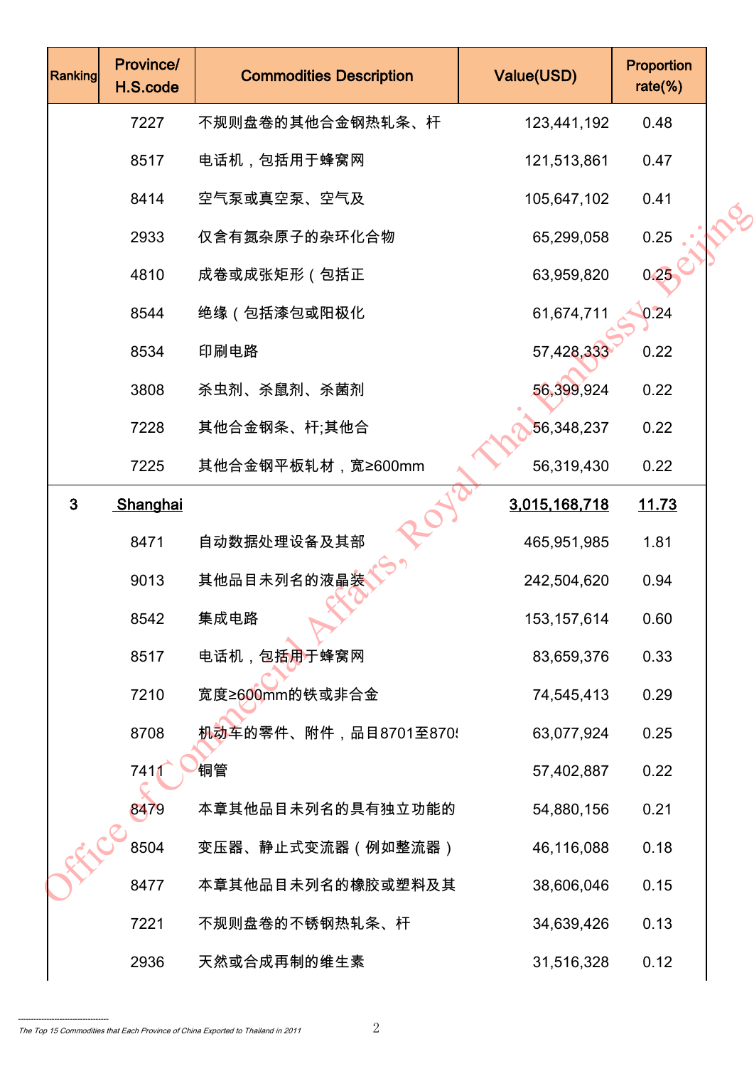| Ranking | Province/ H.S.code | Commodities Description | Value(USD) | Proportion rate(%) |
|---|---|---|---|---|
| | 7227 | 不规则盘卷的其他合金钢热轧条、杆 | 123,441,192 | 0.48 |
| | 8517 | 电话机，包括用于蜂窝网 | 121,513,861 | 0.47 |
| | 8414 | 空气泵或真空泵、空气及 | 105,647,102 | 0.41 |
| | 2933 | 仅含有氮杂原子的杂环化合物 | 65,299,058 | 0.25 |
| | 4810 | 成卷或成张矩形（包括正 | 63,959,820 | 0.25 |
| | 8544 | 绝缘（包括漆包或阳极化 | 61,674,711 | 0.24 |
| | 8534 | 印刷电路 | 57,428,333 | 0.22 |
| | 3808 | 杀虫剂、杀鼠剂、杀菌剂 | 56,399,924 | 0.22 |
| | 7228 | 其他合金钢条、杆;其他合 | 56,348,237 | 0.22 |
| | 7225 | 其他合金钢平板轧材，宽≥600mm | 56,319,430 | 0.22 |
| 3 | Shanghai | | 3,015,168,718 | 11.73 |
| | 8471 | 自动数据处理设备及其部 | 465,951,985 | 1.81 |
| | 9013 | 其他品目未列名的液晶装 | 242,504,620 | 0.94 |
| | 8542 | 集成电路 | 153,157,614 | 0.60 |
| | 8517 | 电话机，包括用于蜂窝网 | 83,659,376 | 0.33 |
| | 7210 | 宽度≥600mm的铁或非合金 | 74,545,413 | 0.29 |
| | 8708 | 机动车的零件、附件，品目8701至870 | 63,077,924 | 0.25 |
| | 7411 | 铜管 | 57,402,887 | 0.22 |
| | 8479 | 本章其他品目未列名的具有独立功能的 | 54,880,156 | 0.21 |
| | 8504 | 变压器、静止式变流器（例如整流器） | 46,116,088 | 0.18 |
| | 8477 | 本章其他品目未列名的橡胶或塑料及其 | 38,606,046 | 0.15 |
| | 7221 | 不规则盘卷的不锈钢热轧条、杆 | 34,639,426 | 0.13 |
| | 2936 | 天然或合成再制的维生素 | 31,516,328 | 0.12 |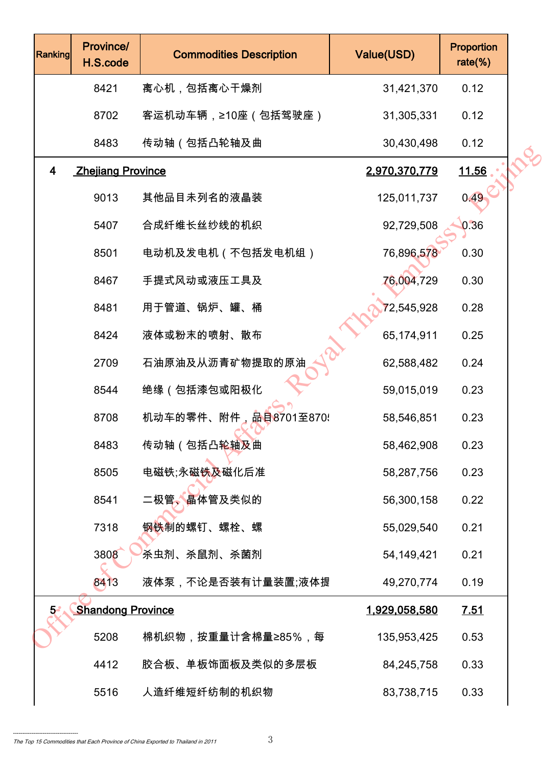| Ranking | Province/ H.S.code | Commodities Description | Value(USD) | Proportion rate(%) |
|---|---|---|---|---|
| | 8421 | 离心机，包括离心干燥剂 | 31,421,370 | 0.12 |
| | 8702 | 客运机动车辆，≥10座（包括驾驶座） | 31,305,331 | 0.12 |
| | 8483 | 传动轴（包括凸轮轴及曲 | 30,430,498 | 0.12 |
| 4 | **Zhejiang Province** | | **2,970,370,779** | **11.56** |
| | 9013 | 其他品目未列名的液晶装 | 125,011,737 | 0.49 |
| | 5407 | 合成纤维长丝纱线的机织 | 92,729,508 | 0.36 |
| | 8501 | 电动机及发电机（不包括发电机组） | 76,896,578 | 0.30 |
| | 8467 | 手提式风动或液压工具及 | 76,004,729 | 0.30 |
| | 8481 | 用于管道、锅炉、罐、桶 | 72,545,928 | 0.28 |
| | 8424 | 液体或粉末的喷射、散布 | 65,174,911 | 0.25 |
| | 2709 | 石油原油及从沥青矿物提取的原油 | 62,588,482 | 0.24 |
| | 8544 | 绝缘（包括漆包或阳极化 | 59,015,019 | 0.23 |
| | 8708 | 机动车的零件、附件，品目8701至870! | 58,546,851 | 0.23 |
| | 8483 | 传动轴（包括凸轮轴及曲 | 58,462,908 | 0.23 |
| | 8505 | 电磁铁;永磁铁及磁化后准 | 58,287,756 | 0.23 |
| | 8541 | 二极管、晶体管及类似的 | 56,300,158 | 0.22 |
| | 7318 | 钢铁制的螺钉、螺栓、螺 | 55,029,540 | 0.21 |
| | 3808 | 杀虫剂、杀鼠剂、杀菌剂 | 54,149,421 | 0.21 |
| | 8413 | 液体泵，不论是否装有计量装置;液体提 | 49,270,774 | 0.19 |
| 5 | **Shandong Province** | | **1,929,058,580** | **7.51** |
| | 5208 | 棉机织物，按重量计含棉量≥85%，每 | 135,953,425 | 0.53 |
| | 4412 | 胶合板、单板饰面板及类似的多层板 | 84,245,758 | 0.33 |
| | 5516 | 人造纤维短纤纺制的机织物 | 83,738,715 | 0.33 |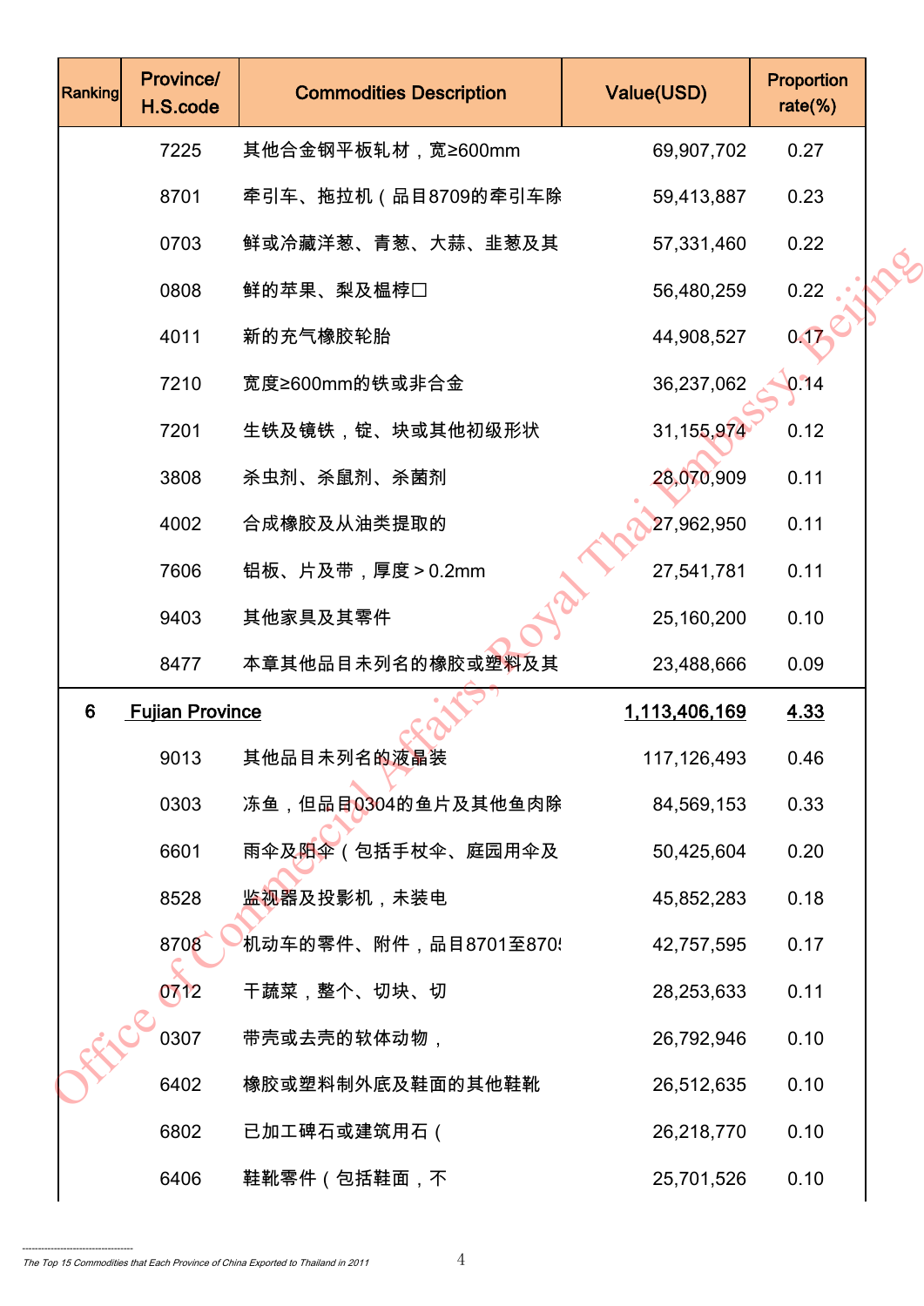| Ranking | Province/ H.S.code | Commodities Description | Value(USD) | Proportion rate(%) |
|---|---|---|---|---|
| | 7225 | 其他合金钢平板轧材，宽≥600mm | 69,907,702 | 0.27 |
| | 8701 | 牵引车、拖拉机（品目8709的牵引车除 | 59,413,887 | 0.23 |
| | 0703 | 鲜或冷藏洋葱、青葱、大蒜、韭葱及其 | 57,331,460 | 0.22 |
| | 0808 | 鲜的苹果、梨及榅桲口 | 56,480,259 | 0.22 |
| | 4011 | 新的充气橡胶轮胎 | 44,908,527 | 0.17 |
| | 7210 | 宽度≥600mm的铁或非合金 | 36,237,062 | 0.14 |
| | 7201 | 生铁及镜铁，锭、块或其他初级形状 | 31,155,974 | 0.12 |
| | 3808 | 杀虫剂、杀鼠剂、杀菌剂 | 28,070,909 | 0.11 |
| | 4002 | 合成橡胶及从油类提取的 | 27,962,950 | 0.11 |
| | 7606 | 铝板、片及带，厚度＞0.2mm | 27,541,781 | 0.11 |
| | 9403 | 其他家具及其零件 | 25,160,200 | 0.10 |
| | 8477 | 本章其他品目未列名的橡胶或塑料及其 | 23,488,666 | 0.09 |
| 6 | Fujian Province | | 1,113,406,169 | 4.33 |
| | 9013 | 其他品目未列名的液晶装 | 117,126,493 | 0.46 |
| | 0303 | 冻鱼，但品目0304的鱼片及其他鱼肉除 | 84,569,153 | 0.33 |
| | 6601 | 雨伞及阳伞（包括手杖伞、庭园用伞及 | 50,425,604 | 0.20 |
| | 8528 | 监视器及投影机，未装电 | 45,852,283 | 0.18 |
| | 8708 | 机动车的零件、附件，品目8701至870! | 42,757,595 | 0.17 |
| | 0712 | 干蔬菜，整个、切块、切 | 28,253,633 | 0.11 |
| | 0307 | 带壳或去壳的软体动物， | 26,792,946 | 0.10 |
| | 6402 | 橡胶或塑料制外底及鞋面的其他鞋靴 | 26,512,635 | 0.10 |
| | 6802 | 已加工碑石或建筑用石（ | 26,218,770 | 0.10 |
| | 6406 | 鞋靴零件（包括鞋面，不 | 25,701,526 | 0.10 |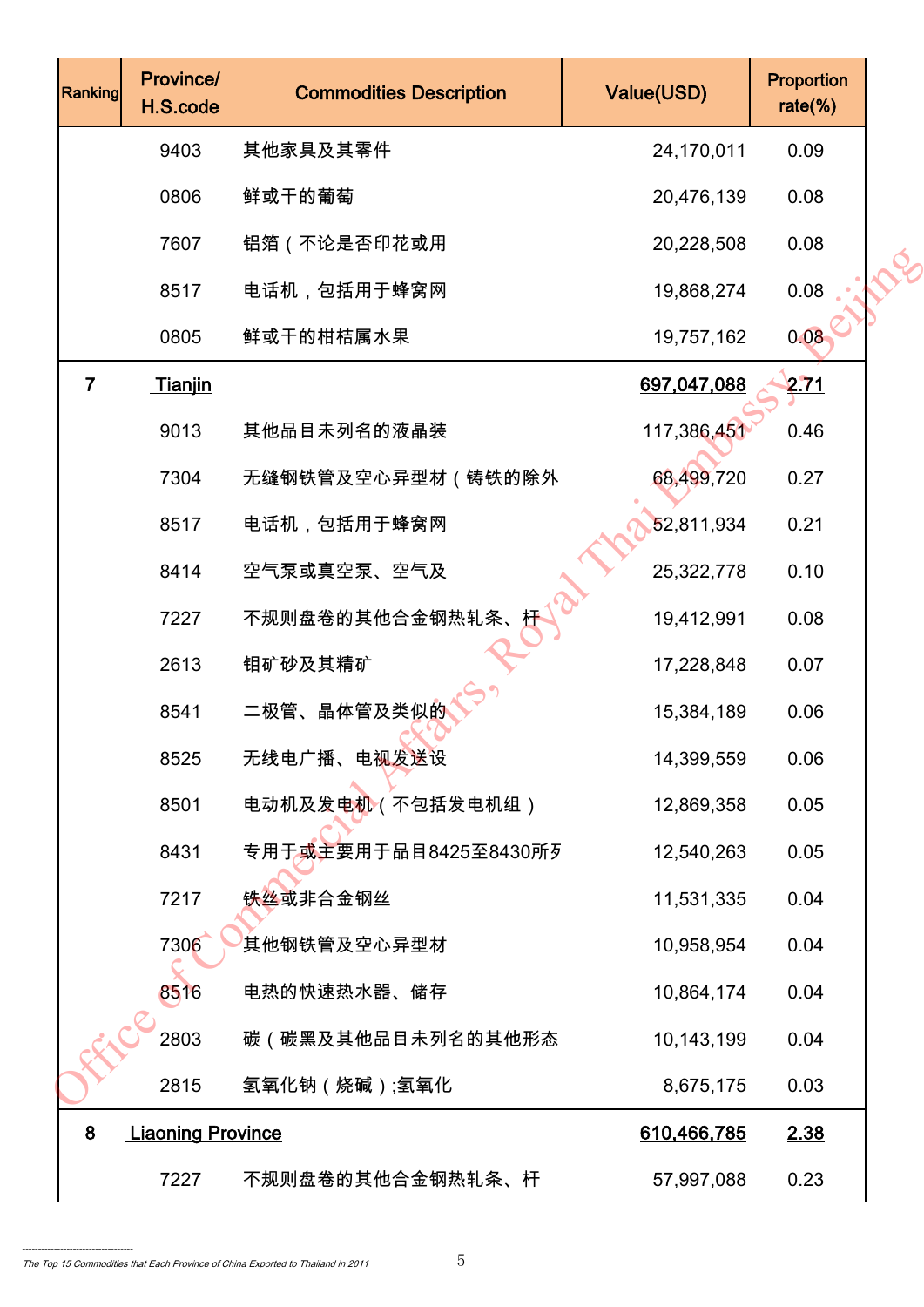| Ranking | Province/ H.S.code | Commodities Description | Value(USD) | Proportion rate(%) |
|---|---|---|---|---|
| | 9403 | 其他家具及其零件 | 24,170,011 | 0.09 |
| | 0806 | 鲜或干的葡萄 | 20,476,139 | 0.08 |
| | 7607 | 铝箔（不论是否印花或用 | 20,228,508 | 0.08 |
| | 8517 | 电话机，包括用于蜂窝网 | 19,868,274 | 0.08 |
| | 0805 | 鲜或干的柑桔属水果 | 19,757,162 | 0.08 |
| 7 | Tianjin | | 697,047,088 | 2.71 |
| | 9013 | 其他品目未列名的液晶装 | 117,386,451 | 0.46 |
| | 7304 | 无缝钢铁管及空心异型材（铸铁的除外 | 68,499,720 | 0.27 |
| | 8517 | 电话机，包括用于蜂窝网 | 52,811,934 | 0.21 |
| | 8414 | 空气泵或真空泵、空气及 | 25,322,778 | 0.10 |
| | 7227 | 不规则盘卷的其他合金钢热轧条、杆 | 19,412,991 | 0.08 |
| | 2613 | 钼矿砂及其精矿 | 17,228,848 | 0.07 |
| | 8541 | 二极管、晶体管及类似的 | 15,384,189 | 0.06 |
| | 8525 | 无线电广播、电视发送设 | 14,399,559 | 0.06 |
| | 8501 | 电动机及发电机（不包括发电机组） | 12,869,358 | 0.05 |
| | 8431 | 专用于或主要用于品目8425至8430所列 | 12,540,263 | 0.05 |
| | 7217 | 铁丝或非合金钢丝 | 11,531,335 | 0.04 |
| | 7306 | 其他钢铁管及空心异型材 | 10,958,954 | 0.04 |
| | 8516 | 电热的快速热水器、储存 | 10,864,174 | 0.04 |
| | 2803 | 碳（碳黑及其他品目未列名的其他形态 | 10,143,199 | 0.04 |
| | 2815 | 氢氧化钠（烧碱）;氢氧化 | 8,675,175 | 0.03 |
| 8 | Liaoning Province | | 610,466,785 | 2.38 |
| | 7227 | 不规则盘卷的其他合金钢热轧条、杆 | 57,997,088 | 0.23 |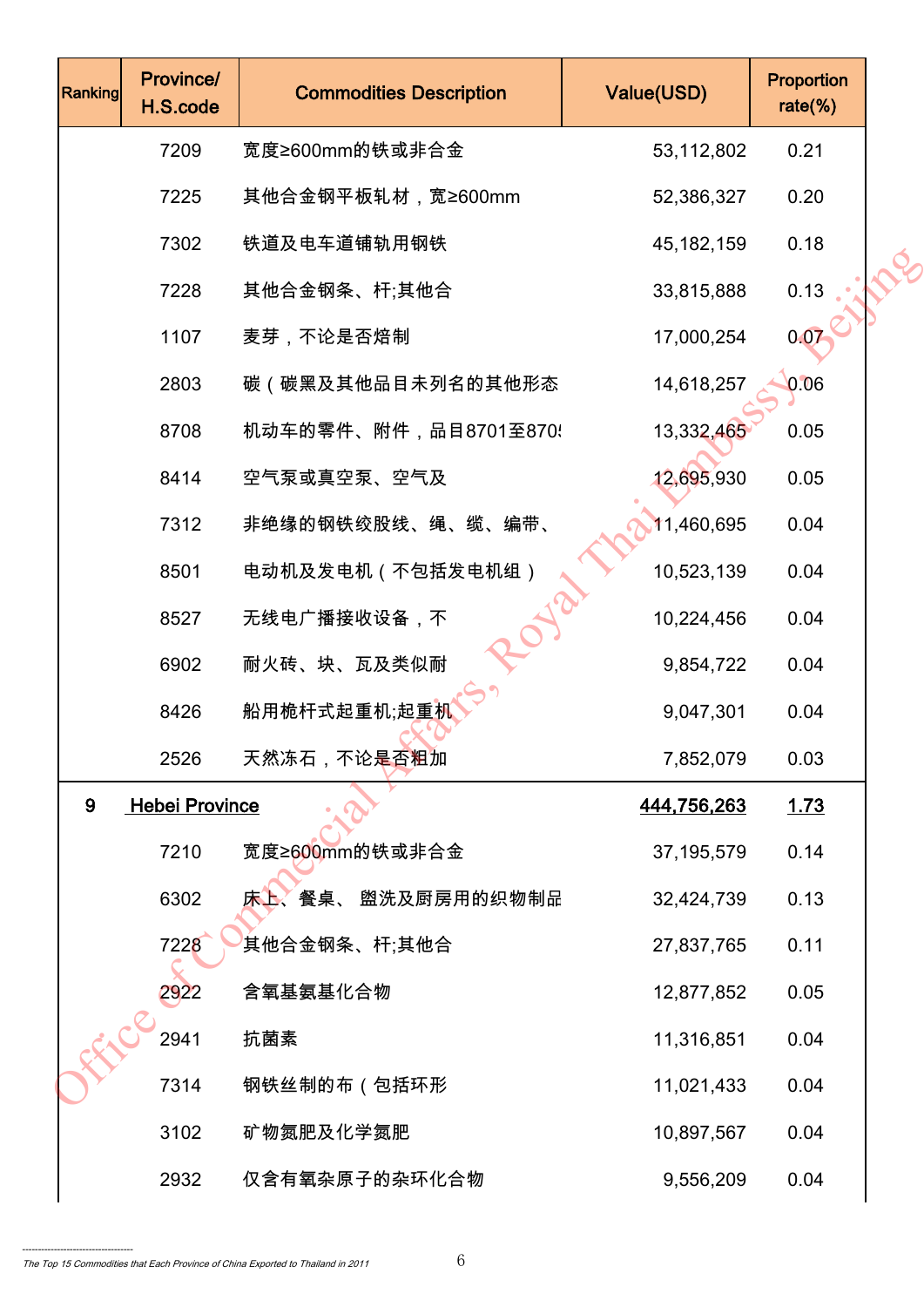| Ranking | Province/ H.S.code | Commodities Description | Value(USD) | Proportion rate(%) |
|---|---|---|---|---|
| | 7209 | 宽度≥600mm的铁或非合金 | 53,112,802 | 0.21 |
| | 7225 | 其他合金钢平板轧材，宽≥600mm | 52,386,327 | 0.20 |
| | 7302 | 铁道及电车道铺轨用钢铁 | 45,182,159 | 0.18 |
| | 7228 | 其他合金钢条、杆;其他合 | 33,815,888 | 0.13 |
| | 1107 | 麦芽，不论是否焙制 | 17,000,254 | 0.07 |
| | 2803 | 碳（碳黑及其他品目未列名的其他形态 | 14,618,257 | 0.06 |
| | 8708 | 机动车的零件、附件，品目8701至870! | 13,332,465 | 0.05 |
| | 8414 | 空气泵或真空泵、空气及 | 12,695,930 | 0.05 |
| | 7312 | 非绝缘的钢铁绞股线、绳、缆、编带、 | 11,460,695 | 0.04 |
| | 8501 | 电动机及发电机（不包括发电机组） | 10,523,139 | 0.04 |
| | 8527 | 无线电广播接收设备，不 | 10,224,456 | 0.04 |
| | 6902 | 耐火砖、块、瓦及类似耐 | 9,854,722 | 0.04 |
| | 8426 | 船用桅杆式起重机;起重机 | 9,047,301 | 0.04 |
| | 2526 | 天然冻石，不论是否粗加 | 7,852,079 | 0.03 |
| 9 | Hebei Province | | 444,756,263 | 1.73 |
| | 7210 | 宽度≥600mm的铁或非合金 | 37,195,579 | 0.14 |
| | 6302 | 床上、餐桌、 盥洗及厨房用的织物制品 | 32,424,739 | 0.13 |
| | 7228 | 其他合金钢条、杆;其他合 | 27,837,765 | 0.11 |
| | 2922 | 含氧基氨基化合物 | 12,877,852 | 0.05 |
| | 2941 | 抗菌素 | 11,316,851 | 0.04 |
| | 7314 | 钢铁丝制的布（包括环形 | 11,021,433 | 0.04 |
| | 3102 | 矿物氮肥及化学氮肥 | 10,897,567 | 0.04 |
| | 2932 | 仅含有氧杂原子的杂环化合物 | 9,556,209 | 0.04 |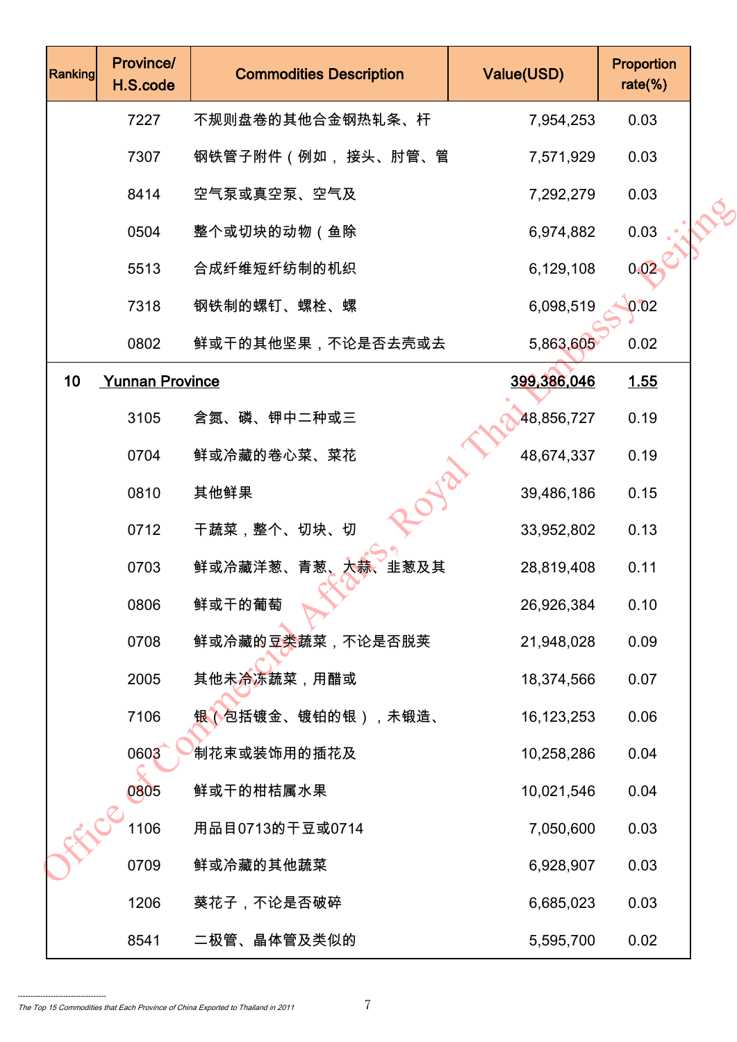| Ranking | Province/ H.S.code | Commodities Description | Value(USD) | Proportion rate(%) |
|---|---|---|---|---|
| | 7227 | 不规则盘卷的其他合金钢热轧条、杆 | 7,954,253 | 0.03 |
| | 7307 | 钢铁管子附件（例如，接头、肘管、管 | 7,571,929 | 0.03 |
| | 8414 | 空气泵或真空泵、空气及 | 7,292,279 | 0.03 |
| | 0504 | 整个或切块的动物（鱼除 | 6,974,882 | 0.03 |
| | 5513 | 合成纤维短纤纺制的机织 | 6,129,108 | 0.02 |
| | 7318 | 钢铁制的螺钉、螺栓、螺 | 6,098,519 | 0.02 |
| | 0802 | 鲜或干的其他坚果，不论是否去壳或去 | 5,863,605 | 0.02 |
| 10 | Yunnan Province | | 399,386,046 | 1.55 |
| | 3105 | 含氮、磷、钾中二种或三 | 48,856,727 | 0.19 |
| | 0704 | 鲜或冷藏的卷心菜、菜花 | 48,674,337 | 0.19 |
| | 0810 | 其他鲜果 | 39,486,186 | 0.15 |
| | 0712 | 干蔬菜，整个、切块、切 | 33,952,802 | 0.13 |
| | 0703 | 鲜或冷藏洋葱、青葱、大蒜、韭葱及其 | 28,819,408 | 0.11 |
| | 0806 | 鲜或干的葡萄 | 26,926,384 | 0.10 |
| | 0708 | 鲜或冷藏的豆类蔬菜，不论是否脱荚 | 21,948,028 | 0.09 |
| | 2005 | 其他未冷冻蔬菜，用醋或 | 18,374,566 | 0.07 |
| | 7106 | 银（包括镀金、镀铂的银），未锻造、 | 16,123,253 | 0.06 |
| | 0603 | 制花束或装饰用的插花及 | 10,258,286 | 0.04 |
| | 0805 | 鲜或干的柑桔属水果 | 10,021,546 | 0.04 |
| | 1106 | 用品目0713的干豆或0714 | 7,050,600 | 0.03 |
| | 0709 | 鲜或冷藏的其他蔬菜 | 6,928,907 | 0.03 |
| | 1206 | 葵花子，不论是否破碎 | 6,685,023 | 0.03 |
| | 8541 | 二极管、晶体管及类似的 | 5,595,700 | 0.02 |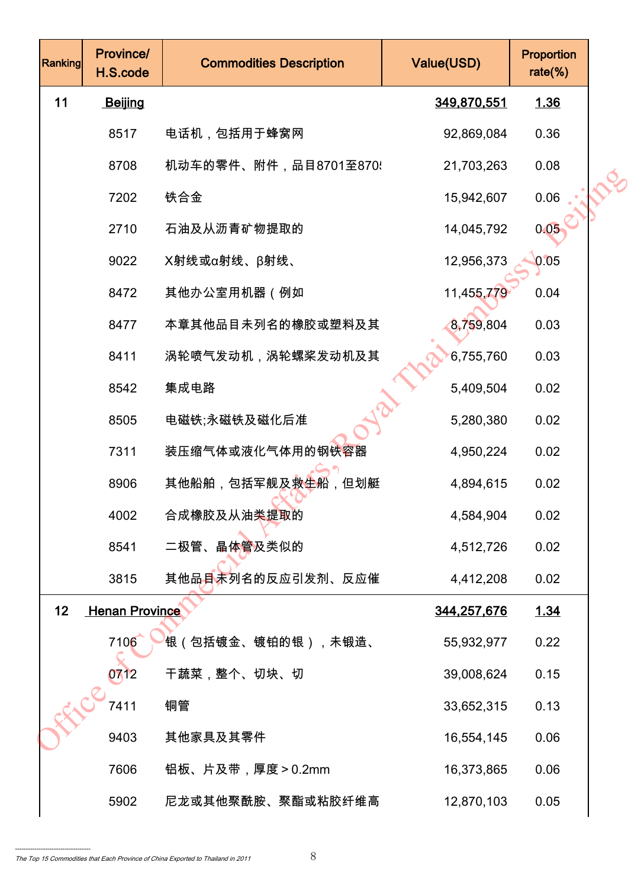| Ranking | Province/ H.S.code | Commodities Description | Value(USD) | Proportion rate(%) |
|---|---|---|---|---|
| 11 | Beijing | | 349,870,551 | 1.36 |
| | 8517 | 电话机，包括用于蜂窝网 | 92,869,084 | 0.36 |
| | 8708 | 机动车的零件、附件，品目8701至870! | 21,703,263 | 0.08 |
| | 7202 | 铁合金 | 15,942,607 | 0.06 |
| | 2710 | 石油及从沥青矿物提取的 | 14,045,792 | 0.05 |
| | 9022 | X射线或α射线、β射线、 | 12,956,373 | 0.05 |
| | 8472 | 其他办公室用机器（例如 | 11,455,779 | 0.04 |
| | 8477 | 本章其他品目未列名的橡胶或塑料及其 | 8,759,804 | 0.03 |
| | 8411 | 涡轮喷气发动机，涡轮螺桨发动机及其 | 6,755,760 | 0.03 |
| | 8542 | 集成电路 | 5,409,504 | 0.02 |
| | 8505 | 电磁铁;永磁铁及磁化后准 | 5,280,380 | 0.02 |
| | 7311 | 装压缩气体或液化气体用的钢铁容器 | 4,950,224 | 0.02 |
| | 8906 | 其他船舶，包括军舰及救生船，但划艇 | 4,894,615 | 0.02 |
| | 4002 | 合成橡胶及从油类提取的 | 4,584,904 | 0.02 |
| | 8541 | 二极管、晶体管及类似的 | 4,512,726 | 0.02 |
| | 3815 | 其他品目未列名的反应引发剂、反应催 | 4,412,208 | 0.02 |
| 12 | Henan Province | | 344,257,676 | 1.34 |
| | 7106 | 银（包括镀金、镀铂的银），未锻造、 | 55,932,977 | 0.22 |
| | 0712 | 干蔬菜，整个、切块、切 | 39,008,624 | 0.15 |
| | 7411 | 铜管 | 33,652,315 | 0.13 |
| | 9403 | 其他家具及其零件 | 16,554,145 | 0.06 |
| | 7606 | 铝板、片及带，厚度＞0.2mm | 16,373,865 | 0.06 |
| | 5902 | 尼龙或其他聚酰胺、聚酯或粘胶纤维高 | 12,870,103 | 0.05 |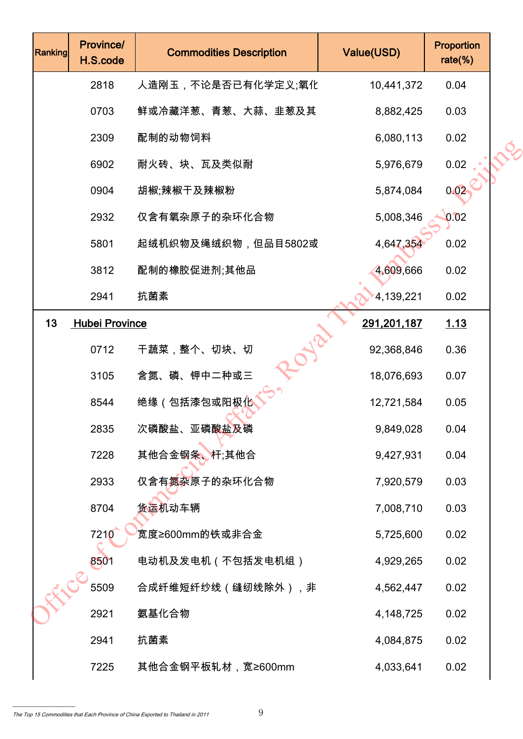| Ranking | Province/ H.S.code | Commodities Description | Value(USD) | Proportion rate(%) |
|---|---|---|---|---|
| | 2818 | 人造刚玉，不论是否已有化学定义;氧化 | 10,441,372 | 0.04 |
| | 0703 | 鲜或冷藏洋葱、青葱、大蒜、韭葱及其 | 8,882,425 | 0.03 |
| | 2309 | 配制的动物饲料 | 6,080,113 | 0.02 |
| | 6902 | 耐火砖、块、瓦及类似耐 | 5,976,679 | 0.02 |
| | 0904 | 胡椒;辣椒干及辣椒粉 | 5,874,084 | 0.02 |
| | 2932 | 仅含有氧杂原子的杂环化合物 | 5,008,346 | 0.02 |
| | 5801 | 起绒机织物及绳绒织物，但品目5802或 | 4,647,354 | 0.02 |
| | 3812 | 配制的橡胶促进剂;其他品 | 4,609,666 | 0.02 |
| | 2941 | 抗菌素 | 4,139,221 | 0.02 |
| 13 | **Hubei Province** | | **291,201,187** | **1.13** |
| | 0712 | 干蔬菜，整个、切块、切 | 92,368,846 | 0.36 |
| | 3105 | 含氮、磷、钾中二种或三 | 18,076,693 | 0.07 |
| | 8544 | 绝缘（包括漆包或阳极化 | 12,721,584 | 0.05 |
| | 2835 | 次磷酸盐、亚磷酸盐及磷 | 9,849,028 | 0.04 |
| | 7228 | 其他合金钢条、杆;其他合 | 9,427,931 | 0.04 |
| | 2933 | 仅含有氮杂原子的杂环化合物 | 7,920,579 | 0.03 |
| | 8704 | 货运机动车辆 | 7,008,710 | 0.03 |
| | 7210 | 宽度≥600mm的铁或非合金 | 5,725,600 | 0.02 |
| | 8501 | 电动机及发电机（不包括发电机组） | 4,929,265 | 0.02 |
| | 5509 | 合成纤维短纤纱线（缝纫线除外），非 | 4,562,447 | 0.02 |
| | 2921 | 氨基化合物 | 4,148,725 | 0.02 |
| | 2941 | 抗菌素 | 4,084,875 | 0.02 |
| | 7225 | 其他合金钢平板轧材，宽≥600mm | 4,033,641 | 0.02 |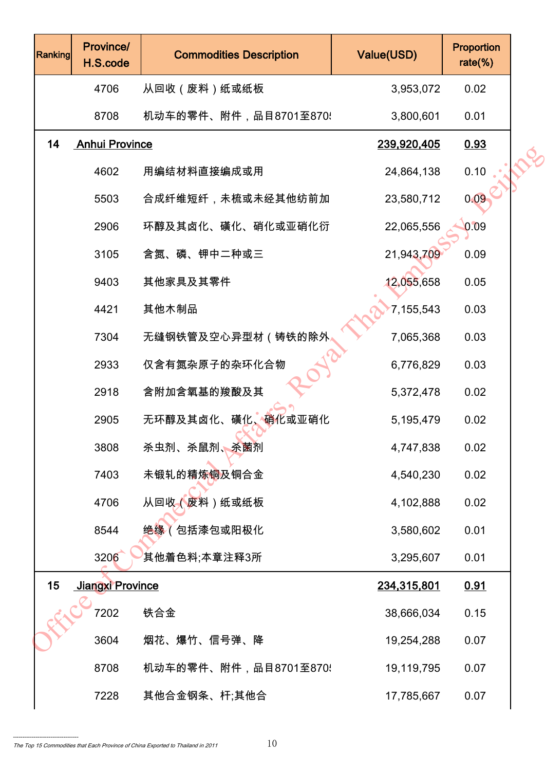| Ranking | Province/ H.S.code | Commodities Description | Value(USD) | Proportion rate(%) |
|---|---|---|---|---|
| | 4706 | 从回收（废料）纸或纸板 | 3,953,072 | 0.02 |
| | 8708 | 机动车的零件、附件，品目8701至870! | 3,800,601 | 0.01 |
| 14 | Anhui Province | | 239,920,405 | 0.93 |
| | 4602 | 用编结材料直接编成或用 | 24,864,138 | 0.10 |
| | 5503 | 合成纤维短纤，未梳或未经其他纺前加 | 23,580,712 | 0.09 |
| | 2906 | 环醇及其卤化、磺化、硝化或亚硝化衍 | 22,065,556 | 0.09 |
| | 3105 | 含氮、磷、钾中二种或三 | 21,943,709 | 0.09 |
| | 9403 | 其他家具及其零件 | 12,055,658 | 0.05 |
| | 4421 | 其他木制品 | 7,155,543 | 0.03 |
| | 7304 | 无缝钢铁管及空心异型材（铸铁的除外 | 7,065,368 | 0.03 |
| | 2933 | 仅含有氮杂原子的杂环化合物 | 6,776,829 | 0.03 |
| | 2918 | 含附加含氧基的羧酸及其 | 5,372,478 | 0.02 |
| | 2905 | 无环醇及其卤化、磺化、硝化或亚硝化 | 5,195,479 | 0.02 |
| | 3808 | 杀虫剂、杀鼠剂、杀菌剂 | 4,747,838 | 0.02 |
| | 7403 | 未锻轧的精炼铜及铜合金 | 4,540,230 | 0.02 |
| | 4706 | 从回收（废料）纸或纸板 | 4,102,888 | 0.02 |
| | 8544 | 绝缘（包括漆包或阳极化 | 3,580,602 | 0.01 |
| | 3206 | 其他着色料;本章注释3所 | 3,295,607 | 0.01 |
| 15 | Jiangxi Province | | 234,315,801 | 0.91 |
| | 7202 | 铁合金 | 38,666,034 | 0.15 |
| | 3604 | 烟花、爆竹、信号弹、降 | 19,254,288 | 0.07 |
| | 8708 | 机动车的零件、附件，品目8701至870! | 19,119,795 | 0.07 |
| | 7228 | 其他合金钢条、杆;其他合 | 17,785,667 | 0.07 |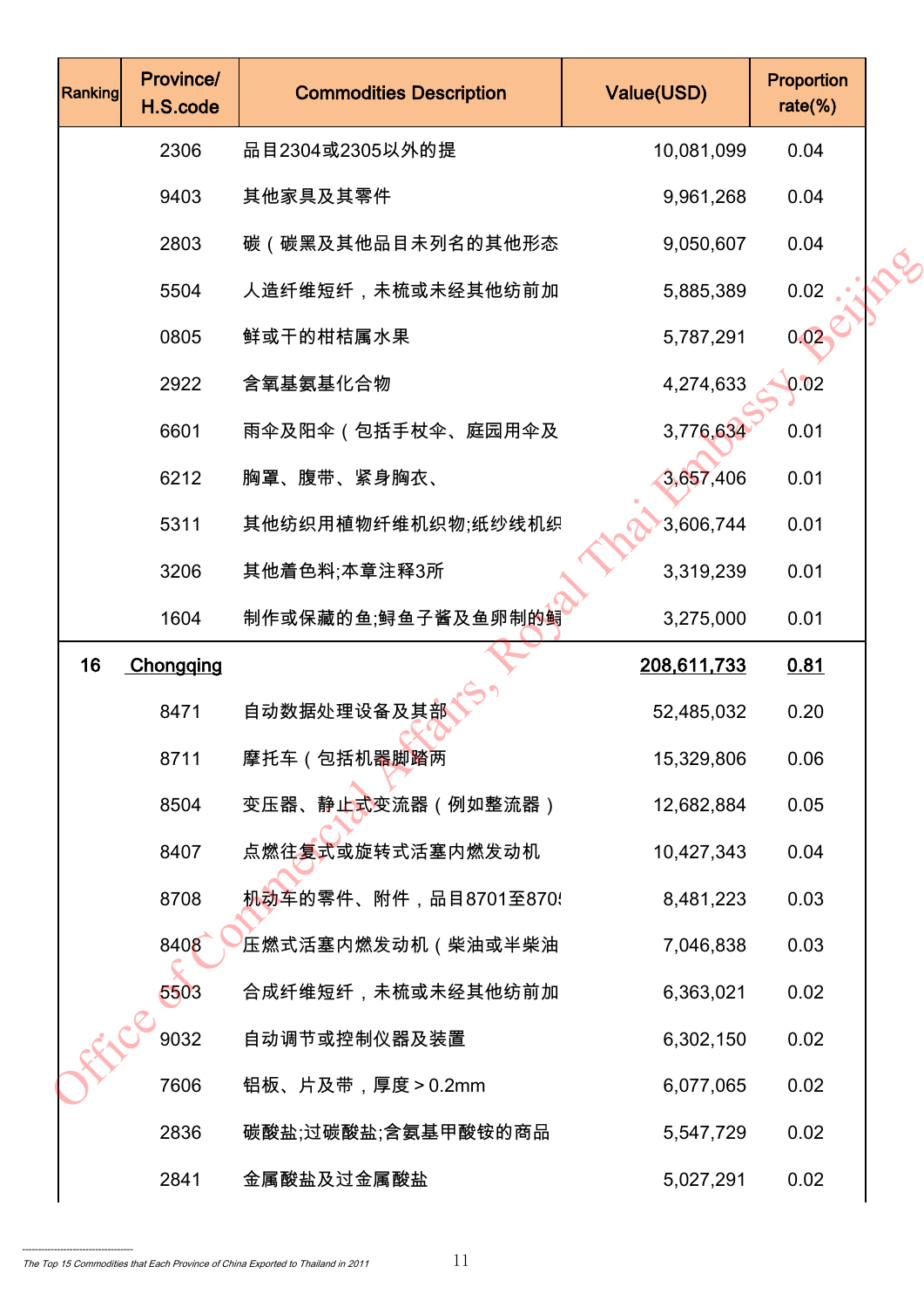| Ranking | Province/ H.S.code | Commodities Description | Value(USD) | Proportion rate(%) |
|---|---|---|---|---|
| | 2306 | 品目2304或2305以外的提 | 10,081,099 | 0.04 |
| | 9403 | 其他家具及其零件 | 9,961,268 | 0.04 |
| | 2803 | 碳（碳黑及其他品目未列名的其他形态 | 9,050,607 | 0.04 |
| | 5504 | 人造纤维短纤，未梳或未经其他纺前加 | 5,885,389 | 0.02 |
| | 0805 | 鲜或干的柑桔属水果 | 5,787,291 | 0.02 |
| | 2922 | 含氧基氨基化合物 | 4,274,633 | 0.02 |
| | 6601 | 雨伞及阳伞（包括手杖伞、庭园用伞及 | 3,776,634 | 0.01 |
| | 6212 | 胸罩、腹带、紧身胸衣、 | 3,657,406 | 0.01 |
| | 5311 | 其他纺织用植物纤维机织物;纸纱线机织 | 3,606,744 | 0.01 |
| | 3206 | 其他着色料;本章注释3所 | 3,319,239 | 0.01 |
| | 1604 | 制作或保藏的鱼;鲟鱼子酱及鱼卵制的鲟 | 3,275,000 | 0.01 |
| 16 | Chongqing | | 208,611,733 | 0.81 |
| | 8471 | 自动数据处理设备及其部 | 52,485,032 | 0.20 |
| | 8711 | 摩托车（包括机器脚踏两 | 15,329,806 | 0.06 |
| | 8504 | 变压器、静止式变流器（例如整流器） | 12,682,884 | 0.05 |
| | 8407 | 点燃往复式或旋转式活塞内燃发动机 | 10,427,343 | 0.04 |
| | 8708 | 机动车的零件、附件，品目8701至870 | 8,481,223 | 0.03 |
| | 8408 | 压燃式活塞内燃发动机（柴油或半柴油 | 7,046,838 | 0.03 |
| | 5503 | 合成纤维短纤，未梳或未经其他纺前加 | 6,363,021 | 0.02 |
| | 9032 | 自动调节或控制仪器及装置 | 6,302,150 | 0.02 |
| | 7606 | 铝板、片及带，厚度＞0.2mm | 6,077,065 | 0.02 |
| | 2836 | 碳酸盐;过碳酸盐;含氨基甲酸铵的商品 | 5,547,729 | 0.02 |
| | 2841 | 金属酸盐及过金属酸盐 | 5,027,291 | 0.02 |

The Top 15 Commodities that Each Province of China Exported to Thailand in 2011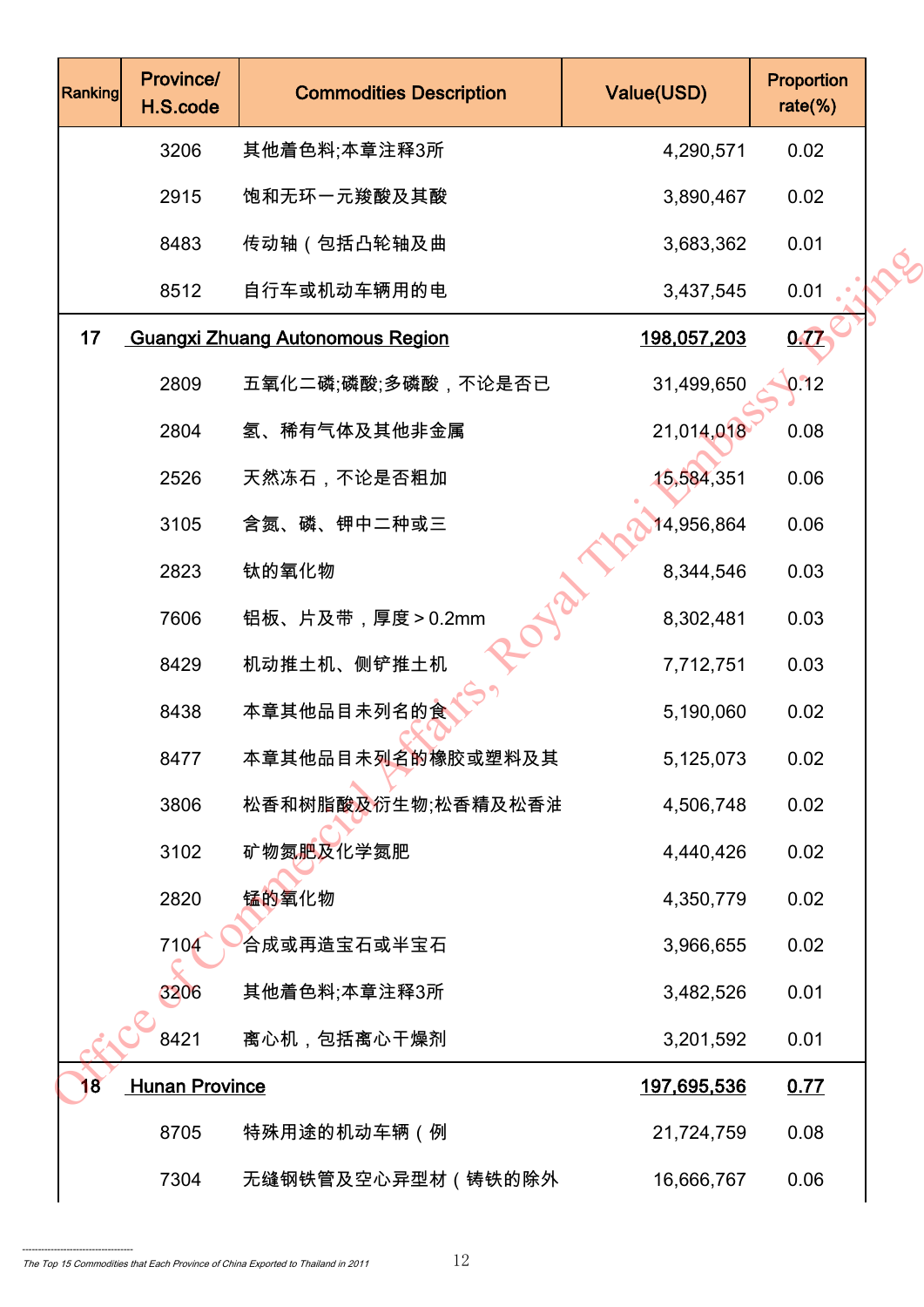| Ranking | Province/ H.S.code | Commodities Description | Value(USD) | Proportion rate(%) |
|---|---|---|---|---|
| | 3206 | 其他着色料;本章注释3所 | 4,290,571 | 0.02 |
| | 2915 | 饱和无环一元羧酸及其酸 | 3,890,467 | 0.02 |
| | 8483 | 传动轴（包括凸轮轴及曲 | 3,683,362 | 0.01 |
| | 8512 | 自行车或机动车辆用的电 | 3,437,545 | 0.01 |
| 17 | Guangxi Zhuang Autonomous Region | | 198,057,203 | 0.77 |
| | 2809 | 五氧化二磷;磷酸;多磷酸，不论是否已 | 31,499,650 | 0.12 |
| | 2804 | 氢、稀有气体及其他非金属 | 21,014,018 | 0.08 |
| | 2526 | 天然冻石，不论是否粗加 | 15,584,351 | 0.06 |
| | 3105 | 含氮、磷、钾中二种或三 | 14,956,864 | 0.06 |
| | 2823 | 钛的氧化物 | 8,344,546 | 0.03 |
| | 7606 | 铝板、片及带，厚度＞0.2mm | 8,302,481 | 0.03 |
| | 8429 | 机动推土机、侧铲推土机 | 7,712,751 | 0.03 |
| | 8438 | 本章其他品目未列名的食 | 5,190,060 | 0.02 |
| | 8477 | 本章其他品目未列名的橡胶或塑料及其 | 5,125,073 | 0.02 |
| | 3806 | 松香和树脂酸及衍生物;松香精及松香油 | 4,506,748 | 0.02 |
| | 3102 | 矿物氮肥及化学氮肥 | 4,440,426 | 0.02 |
| | 2820 | 锰的氧化物 | 4,350,779 | 0.02 |
| | 7104 | 合成或再造宝石或半宝石 | 3,966,655 | 0.02 |
| | 3206 | 其他着色料;本章注释3所 | 3,482,526 | 0.01 |
| | 8421 | 离心机，包括离心干燥剂 | 3,201,592 | 0.01 |
| 18 | Hunan Province | | 197,695,536 | 0.77 |
| | 8705 | 特殊用途的机动车辆（例 | 21,724,759 | 0.08 |
| | 7304 | 无缝钢铁管及空心异型材（铸铁的除外 | 16,666,767 | 0.06 |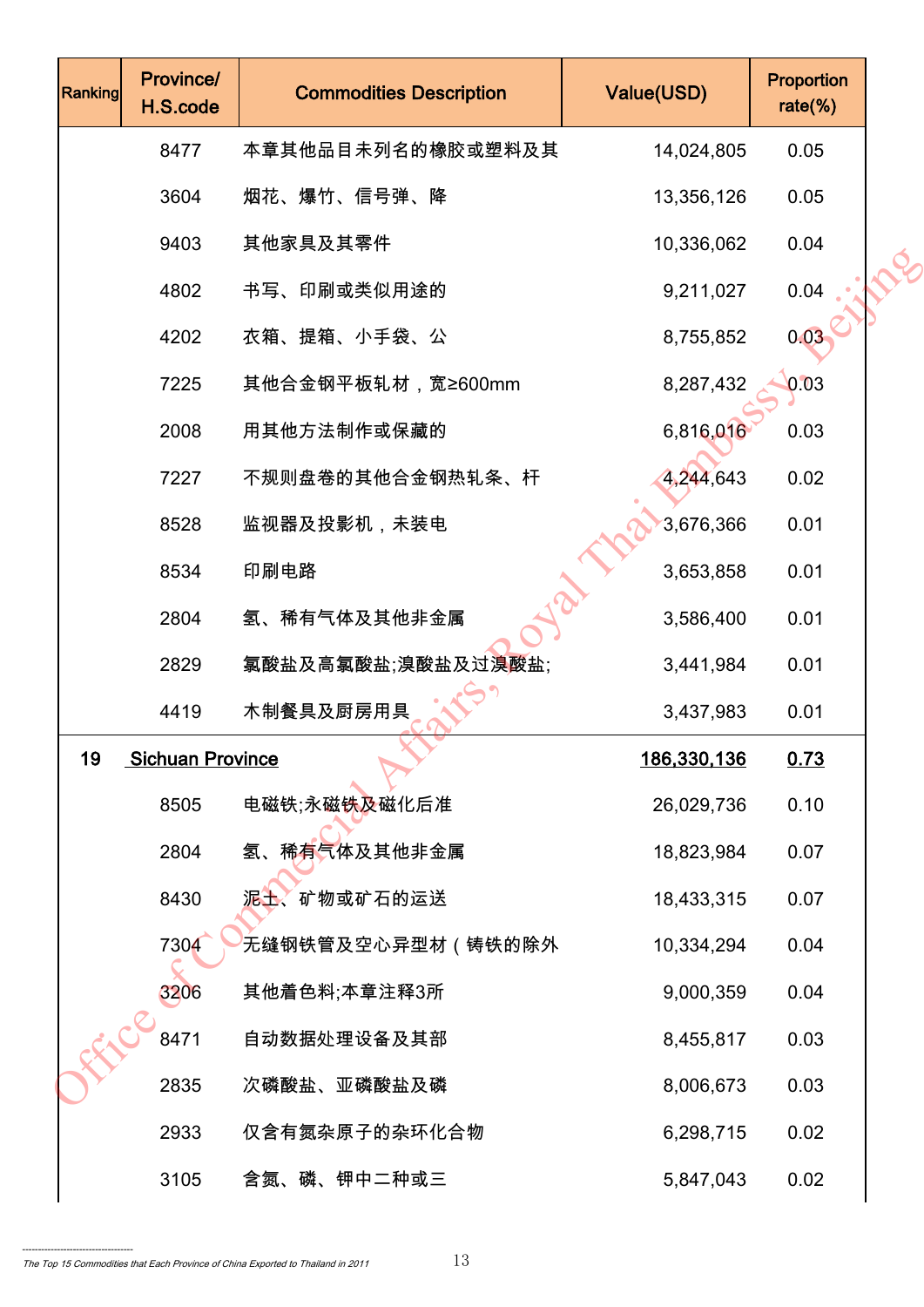| Ranking | Province/ H.S.code | Commodities Description | Value(USD) | Proportion rate(%) |
|---|---|---|---|---|
| | 8477 | 本章其他品目未列名的橡胶或塑料及其 | 14,024,805 | 0.05 |
| | 3604 | 烟花、爆竹、信号弹、降 | 13,356,126 | 0.05 |
| | 9403 | 其他家具及其零件 | 10,336,062 | 0.04 |
| | 4802 | 书写、印刷或类似用途的 | 9,211,027 | 0.04 |
| | 4202 | 衣箱、提箱、小手袋、公 | 8,755,852 | 0.03 |
| | 7225 | 其他合金钢平板轧材，宽≥600mm | 8,287,432 | 0.03 |
| | 2008 | 用其他方法制作或保藏的 | 6,816,016 | 0.03 |
| | 7227 | 不规则盘卷的其他合金钢热轧条、杆 | 4,244,643 | 0.02 |
| | 8528 | 监视器及投影机，未装电 | 3,676,366 | 0.01 |
| | 8534 | 印刷电路 | 3,653,858 | 0.01 |
| | 2804 | 氢、稀有气体及其他非金属 | 3,586,400 | 0.01 |
| | 2829 | 氯酸盐及高氯酸盐;溴酸盐及过溴酸盐; | 3,441,984 | 0.01 |
| | 4419 | 木制餐具及厨房用具 | 3,437,983 | 0.01 |
| 19 | Sichuan Province | | 186,330,136 | 0.73 |
| | 8505 | 电磁铁;永磁铁及磁化后准 | 26,029,736 | 0.10 |
| | 2804 | 氢、稀有气体及其他非金属 | 18,823,984 | 0.07 |
| | 8430 | 泥土、矿物或矿石的运送 | 18,433,315 | 0.07 |
| | 7304 | 无缝钢铁管及空心异型材（铸铁的除外 | 10,334,294 | 0.04 |
| | 3206 | 其他着色料;本章注释3所 | 9,000,359 | 0.04 |
| | 8471 | 自动数据处理设备及其部 | 8,455,817 | 0.03 |
| | 2835 | 次磷酸盐、亚磷酸盐及磷 | 8,006,673 | 0.03 |
| | 2933 | 仅含有氮杂原子的杂环化合物 | 6,298,715 | 0.02 |
| | 3105 | 含氮、磷、钾中二种或三 | 5,847,043 | 0.02 |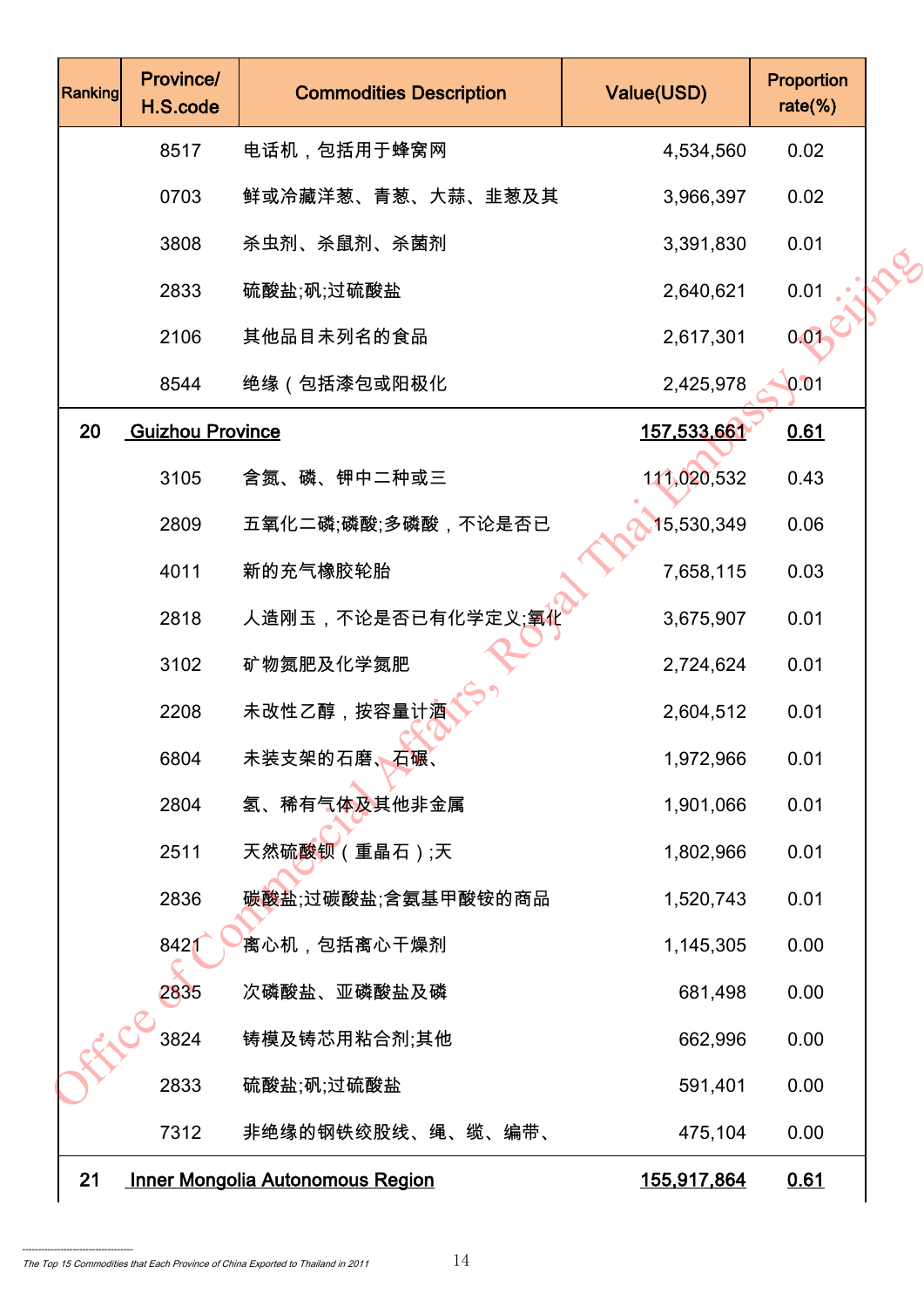| Ranking | Province/ H.S.code | Commodities Description | Value(USD) | Proportion rate(%) |
|---|---|---|---|---|
| | 8517 | 电话机，包括用于蜂窝网 | 4,534,560 | 0.02 |
| | 0703 | 鲜或冷藏洋葱、青葱、大蒜、韭葱及其 | 3,966,397 | 0.02 |
| | 3808 | 杀虫剂、杀鼠剂、杀菌剂 | 3,391,830 | 0.01 |
| | 2833 | 硫酸盐;矾;过硫酸盐 | 2,640,621 | 0.01 |
| | 2106 | 其他品目未列名的食品 | 2,617,301 | 0.01 |
| | 8544 | 绝缘（包括漆包或阳极化 | 2,425,978 | 0.01 |
| 20 | Guizhou Province | | 157,533,661 | 0.61 |
| | 3105 | 含氮、磷、钾中二种或三 | 111,020,532 | 0.43 |
| | 2809 | 五氧化二磷;磷酸;多磷酸，不论是否已 | 15,530,349 | 0.06 |
| | 4011 | 新的充气橡胶轮胎 | 7,658,115 | 0.03 |
| | 2818 | 人造刚玉，不论是否已有化学定义;氧化 | 3,675,907 | 0.01 |
| | 3102 | 矿物氮肥及化学氮肥 | 2,724,624 | 0.01 |
| | 2208 | 未改性乙醇，按容量计酒 | 2,604,512 | 0.01 |
| | 6804 | 未装支架的石磨、石碾、 | 1,972,966 | 0.01 |
| | 2804 | 氢、稀有气体及其他非金属 | 1,901,066 | 0.01 |
| | 2511 | 天然硫酸钡（重晶石）;天 | 1,802,966 | 0.01 |
| | 2836 | 碳酸盐;过碳酸盐;含氨基甲酸铵的商品 | 1,520,743 | 0.01 |
| | 8421 | 离心机，包括离心干燥剂 | 1,145,305 | 0.00 |
| | 2835 | 次磷酸盐、亚磷酸盐及磷 | 681,498 | 0.00 |
| | 3824 | 铸模及铸芯用粘合剂;其他 | 662,996 | 0.00 |
| | 2833 | 硫酸盐;矾;过硫酸盐 | 591,401 | 0.00 |
| | 7312 | 非绝缘的钢铁绞股线、绳、缆、编带、 | 475,104 | 0.00 |
| 21 | Inner Mongolia Autonomous Region | | 155,917,864 | 0.61 |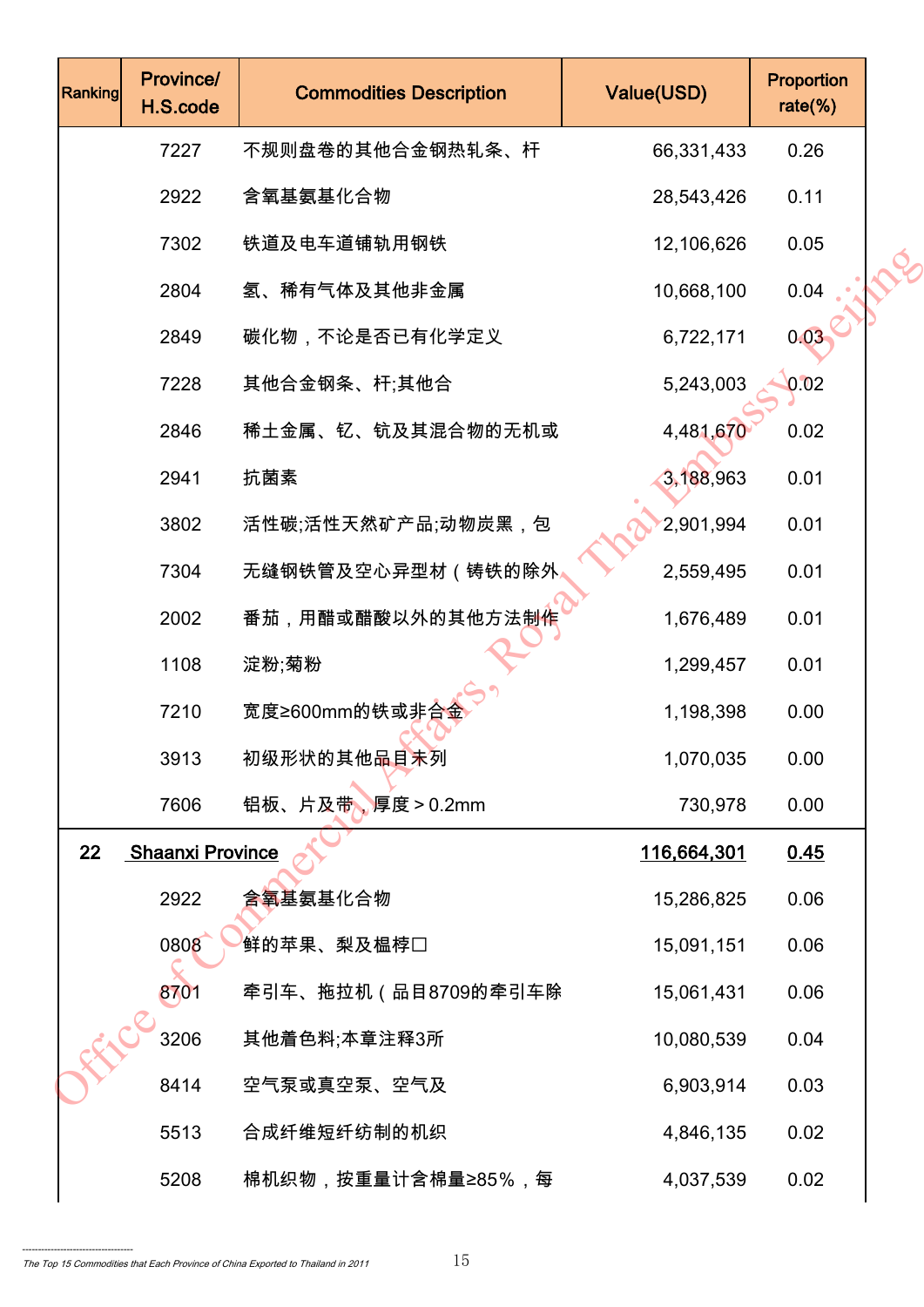| Ranking | Province/ H.S.code | Commodities Description | Value(USD) | Proportion rate(%) |
|---|---|---|---|---|
| | 7227 | 不规则盘卷的其他合金钢热轧条、杆 | 66,331,433 | 0.26 |
| | 2922 | 含氧基氨基化合物 | 28,543,426 | 0.11 |
| | 7302 | 铁道及电车道铺轨用钢铁 | 12,106,626 | 0.05 |
| | 2804 | 氢、稀有气体及其他非金属 | 10,668,100 | 0.04 |
| | 2849 | 碳化物，不论是否已有化学定义 | 6,722,171 | 0.03 |
| | 7228 | 其他合金钢条、杆;其他合 | 5,243,003 | 0.02 |
| | 2846 | 稀土金属、钇、钪及其混合物的无机或 | 4,481,670 | 0.02 |
| | 2941 | 抗菌素 | 3,188,963 | 0.01 |
| | 3802 | 活性碳;活性天然矿产品;动物炭黑，包 | 2,901,994 | 0.01 |
| | 7304 | 无缝钢铁管及空心异型材（铸铁的除外 | 2,559,495 | 0.01 |
| | 2002 | 番茄，用醋或醋酸以外的其他方法制作 | 1,676,489 | 0.01 |
| | 1108 | 淀粉;菊粉 | 1,299,457 | 0.01 |
| | 7210 | 宽度≥600mm的铁或非合金 | 1,198,398 | 0.00 |
| | 3913 | 初级形状的其他品目未列 | 1,070,035 | 0.00 |
| | 7606 | 铝板、片及带，厚度＞0.2mm | 730,978 | 0.00 |
| 22 | Shaanxi Province | | 116,664,301 | 0.45 |
| | 2922 | 含氧基氨基化合物 | 15,286,825 | 0.06 |
| | 0808 | 鲜的苹果、梨及榅桲 | 15,091,151 | 0.06 |
| | 8701 | 牵引车、拖拉机（品目8709的牵引车除 | 15,061,431 | 0.06 |
| | 3206 | 其他着色料;本章注释3所 | 10,080,539 | 0.04 |
| | 8414 | 空气泵或真空泵、空气及 | 6,903,914 | 0.03 |
| | 5513 | 合成纤维短纤纺制的机织 | 4,846,135 | 0.02 |
| | 5208 | 棉机织物，按重量计含棉量≥85%，每 | 4,037,539 | 0.02 |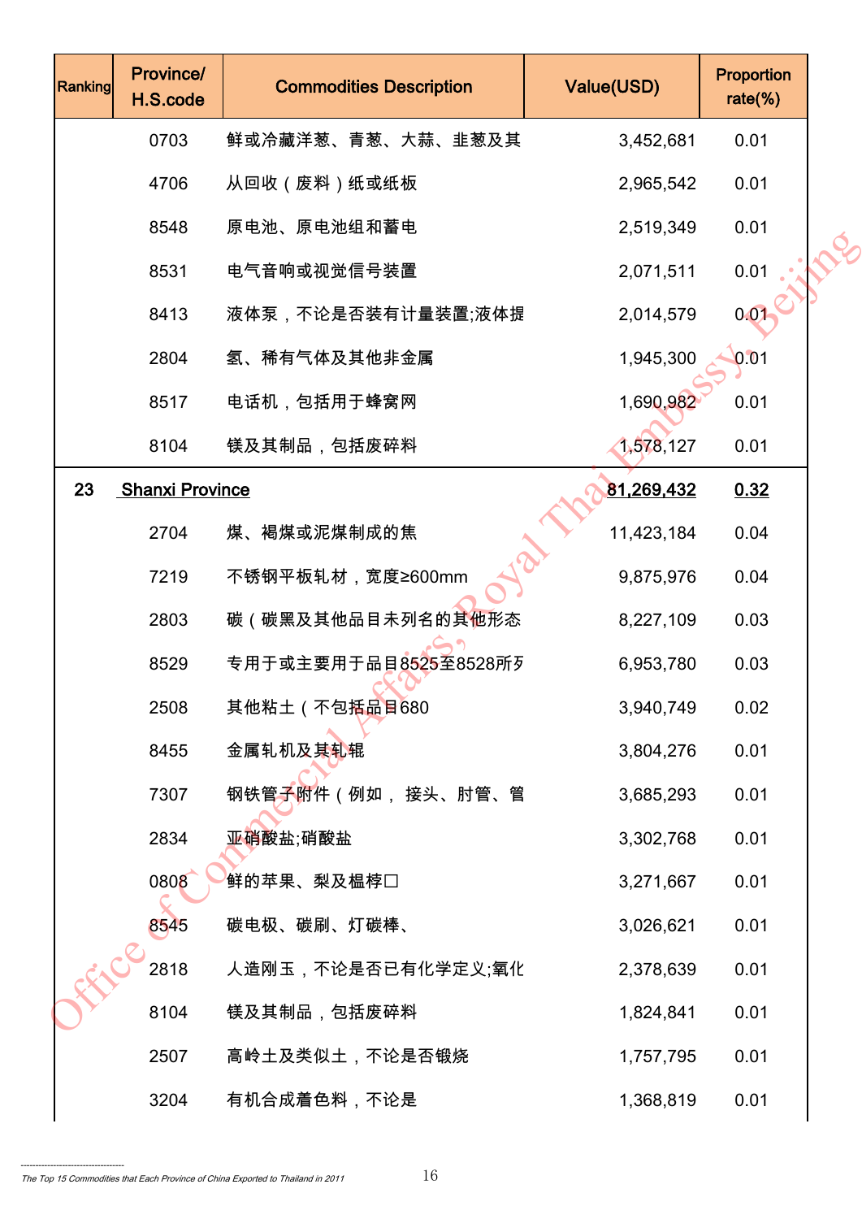| Ranking | Province/ H.S.code | Commodities Description | Value(USD) | Proportion rate(%) |
|---|---|---|---|---|
| | 0703 | 鲜或冷藏洋葱、青葱、大蒜、韭葱及其 | 3,452,681 | 0.01 |
| | 4706 | 从回收（废料）纸或纸板 | 2,965,542 | 0.01 |
| | 8548 | 原电池、原电池组和蓄电 | 2,519,349 | 0.01 |
| | 8531 | 电气音响或视觉信号装置 | 2,071,511 | 0.01 |
| | 8413 | 液体泵，不论是否装有计量装置;液体提 | 2,014,579 | 0.01 |
| | 2804 | 氢、稀有气体及其他非金属 | 1,945,300 | 0.01 |
| | 8517 | 电话机，包括用于蜂窝网 | 1,690,982 | 0.01 |
| | 8104 | 镁及其制品，包括废碎料 | 1,578,127 | 0.01 |
| 23 | Shanxi Province | | 81,269,432 | 0.32 |
| | 2704 | 煤、褐煤或泥煤制成的焦 | 11,423,184 | 0.04 |
| | 7219 | 不锈钢平板轧材，宽度≥600mm | 9,875,976 | 0.04 |
| | 2803 | 碳（碳黑及其他品目未列名的其他形态 | 8,227,109 | 0.03 |
| | 8529 | 专用于或主要用于品目8525至8528所歹 | 6,953,780 | 0.03 |
| | 2508 | 其他粘土（不包括品目680 | 3,940,749 | 0.02 |
| | 8455 | 金属轧机及其轧辊 | 3,804,276 | 0.01 |
| | 7307 | 钢铁管子附件（例如， 接头、肘管、管 | 3,685,293 | 0.01 |
| | 2834 | 亚硝酸盐;硝酸盐 | 3,302,768 | 0.01 |
| | 0808 | 鲜的苹果、梨及榅桲口 | 3,271,667 | 0.01 |
| | 8545 | 碳电极、碳刷、灯碳棒、 | 3,026,621 | 0.01 |
| | 2818 | 人造刚玉，不论是否已有化学定义;氧化 | 2,378,639 | 0.01 |
| | 8104 | 镁及其制品，包括废碎料 | 1,824,841 | 0.01 |
| | 2507 | 高岭土及类似土，不论是否锻烧 | 1,757,795 | 0.01 |
| | 3204 | 有机合成着色料，不论是 | 1,368,819 | 0.01 |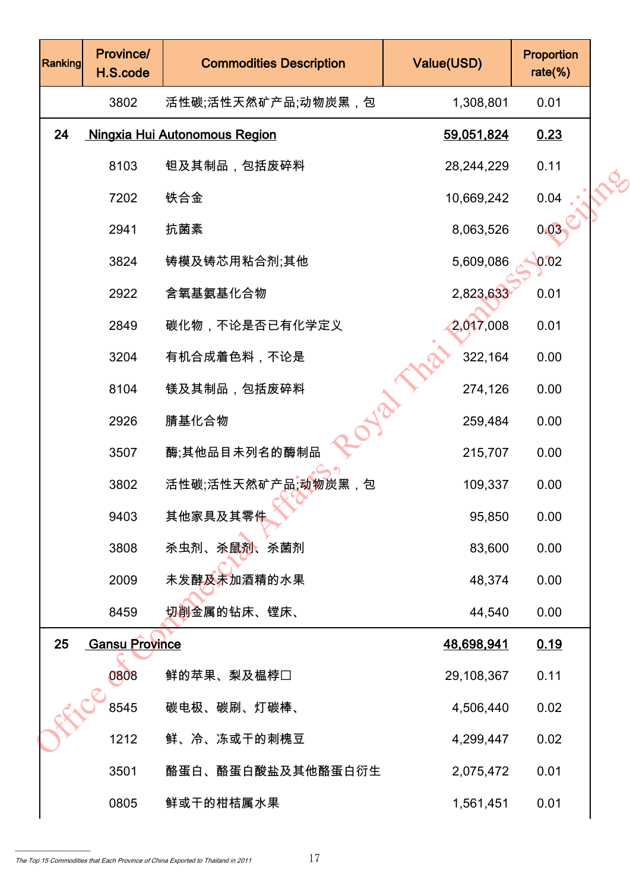| Ranking | Province/ H.S.code | Commodities Description | Value(USD) | Proportion rate(%) |
|---|---|---|---|---|
| | 3802 | 活性碳;活性天然矿产品;动物炭黑，包 | 1,308,801 | 0.01 |
| 24 | Ningxia Hui Autonomous Region | | 59,051,824 | 0.23 |
| | 8103 | 钽及其制品，包括废碎料 | 28,244,229 | 0.11 |
| | 7202 | 铁合金 | 10,669,242 | 0.04 |
| | 2941 | 抗菌素 | 8,063,526 | 0.03 |
| | 3824 | 铸模及铸芯用粘合剂;其他 | 5,609,086 | 0.02 |
| | 2922 | 含氧基氨基化合物 | 2,823,633 | 0.01 |
| | 2849 | 碳化物，不论是否已有化学定义 | 2,017,008 | 0.01 |
| | 3204 | 有机合成着色料，不论是 | 322,164 | 0.00 |
| | 8104 | 镁及其制品，包括废碎料 | 274,126 | 0.00 |
| | 2926 | 腈基化合物 | 259,484 | 0.00 |
| | 3507 | 酶;其他品目未列名的酶制品 | 215,707 | 0.00 |
| | 3802 | 活性碳;活性天然矿产品;动物炭黑，包 | 109,337 | 0.00 |
| | 9403 | 其他家具及其零件 | 95,850 | 0.00 |
| | 3808 | 杀虫剂、杀鼠剂、杀菌剂 | 83,600 | 0.00 |
| | 2009 | 未发酵及未加酒精的水果 | 48,374 | 0.00 |
| | 8459 | 切削金属的钻床、镗床、 | 44,540 | 0.00 |
| 25 | Gansu Province | | 48,698,941 | 0.19 |
| | 0808 | 鲜的苹果、梨及榅桲□ | 29,108,367 | 0.11 |
| | 8545 | 碳电极、碳刷、灯碳棒、 | 4,506,440 | 0.02 |
| | 1212 | 鲜、冷、冻或干的刺槐豆 | 4,299,447 | 0.02 |
| | 3501 | 酪蛋白、酪蛋白酸盐及其他酪蛋白衍生 | 2,075,472 | 0.01 |
| | 0805 | 鲜或干的柑桔属水果 | 1,561,451 | 0.01 |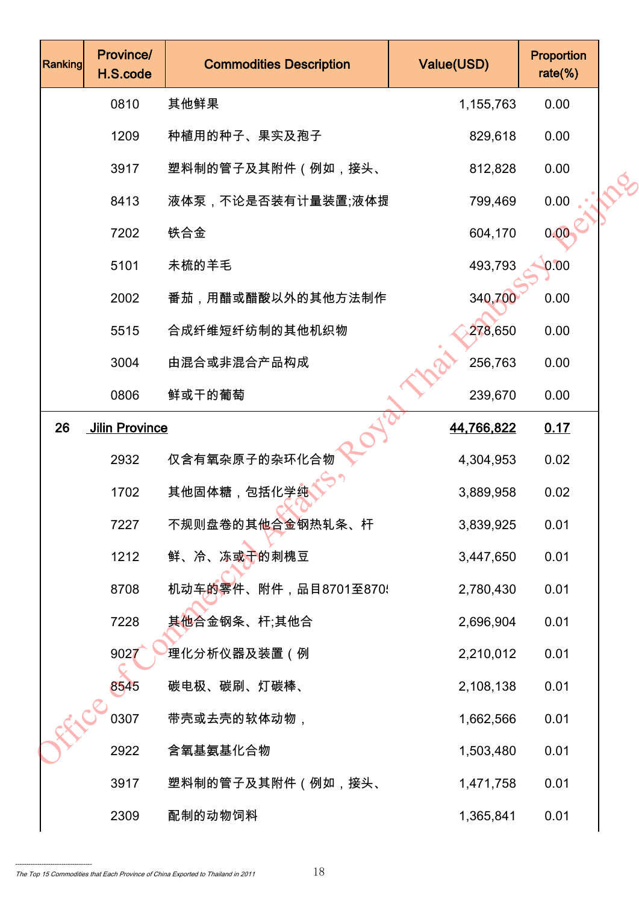| Ranking | Province/ H.S.code | Commodities Description | Value(USD) | Proportion rate(%) |
|---|---|---|---|---|
| | 0810 | 其他鲜果 | 1,155,763 | 0.00 |
| | 1209 | 种植用的种子、果实及孢子 | 829,618 | 0.00 |
| | 3917 | 塑料制的管子及其附件（例如，接头、 | 812,828 | 0.00 |
| | 8413 | 液体泵，不论是否装有计量装置;液体提 | 799,469 | 0.00 |
| | 7202 | 铁合金 | 604,170 | 0.00 |
| | 5101 | 未梳的羊毛 | 493,793 | 0.00 |
| | 2002 | 番茄，用醋或醋酸以外的其他方法制作 | 340,700 | 0.00 |
| | 5515 | 合成纤维短纤纺制的其他机织物 | 278,650 | 0.00 |
| | 3004 | 由混合或非混合产品构成 | 256,763 | 0.00 |
| | 0806 | 鲜或干的葡萄 | 239,670 | 0.00 |
| 26 | Jilin Province | | 44,766,822 | 0.17 |
| | 2932 | 仅含有氧杂原子的杂环化合物 | 4,304,953 | 0.02 |
| | 1702 | 其他固体糖，包括化学纯 | 3,889,958 | 0.02 |
| | 7227 | 不规则盘卷的其他合金钢热轧条、杆 | 3,839,925 | 0.01 |
| | 1212 | 鲜、冷、冻或干的刺槐豆 | 3,447,650 | 0.01 |
| | 8708 | 机动车的零件、附件，品目8701至870! | 2,780,430 | 0.01 |
| | 7228 | 其他合金钢条、杆;其他合 | 2,696,904 | 0.01 |
| | 9027 | 理化分析仪器及装置（例 | 2,210,012 | 0.01 |
| | 8545 | 碳电极、碳刷、灯碳棒、 | 2,108,138 | 0.01 |
| | 0307 | 带壳或去壳的软体动物， | 1,662,566 | 0.01 |
| | 2922 | 含氧基氨基化合物 | 1,503,480 | 0.01 |
| | 3917 | 塑料制的管子及其附件（例如，接头、 | 1,471,758 | 0.01 |
| | 2309 | 配制的动物饲料 | 1,365,841 | 0.01 |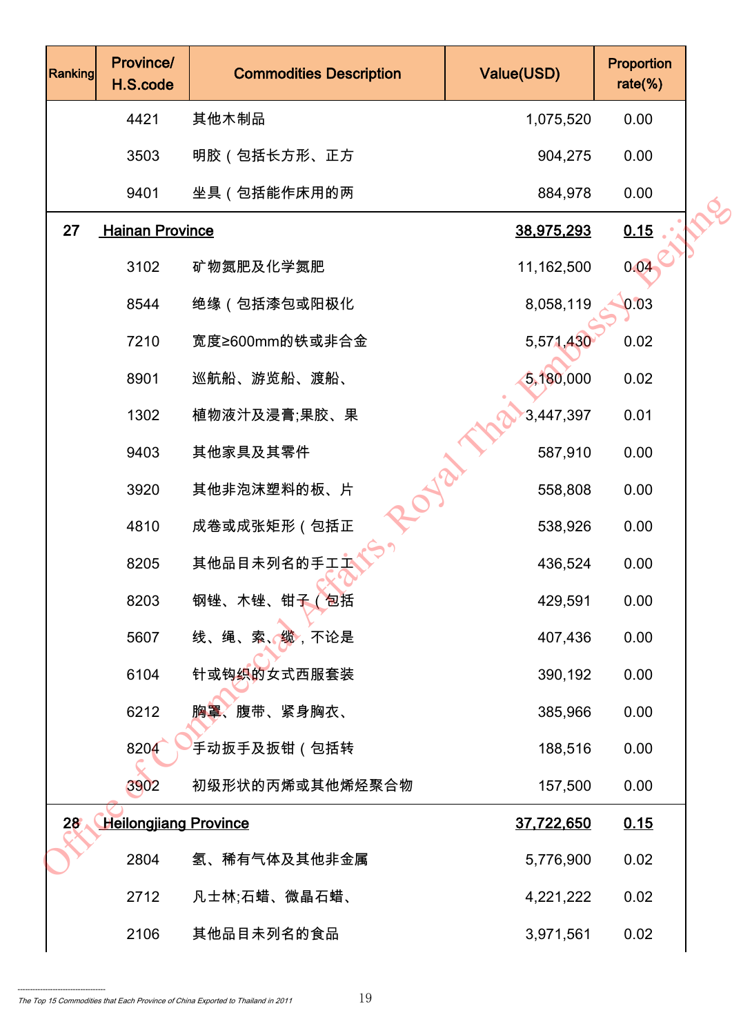| Ranking | Province/ H.S.code | Commodities Description | Value(USD) | Proportion rate(%) |
|---|---|---|---|---|
| | 4421 | 其他木制品 | 1,075,520 | 0.00 |
| | 3503 | 明胶（包括长方形、正方 | 904,275 | 0.00 |
| | 9401 | 坐具（包括能作床用的两 | 884,978 | 0.00 |
| 27 | Hainan Province | | 38,975,293 | 0.15 |
| | 3102 | 矿物氮肥及化学氮肥 | 11,162,500 | 0.04 |
| | 8544 | 绝缘（包括漆包或阳极化 | 8,058,119 | 0.03 |
| | 7210 | 宽度≥600mm的铁或非合金 | 5,571,430 | 0.02 |
| | 8901 | 巡航船、游览船、渡船、 | 5,180,000 | 0.02 |
| | 1302 | 植物液汁及浸膏;果胶、果 | 3,447,397 | 0.01 |
| | 9403 | 其他家具及其零件 | 587,910 | 0.00 |
| | 3920 | 其他非泡沫塑料的板、片 | 558,808 | 0.00 |
| | 4810 | 成卷或成张矩形（包括正 | 538,926 | 0.00 |
| | 8205 | 其他品目未列名的手工工 | 436,524 | 0.00 |
| | 8203 | 钢锉、木锉、钳子（包括 | 429,591 | 0.00 |
| | 5607 | 线、绳、索、缆，不论是 | 407,436 | 0.00 |
| | 6104 | 针或钩织的女式西服套装 | 390,192 | 0.00 |
| | 6212 | 胸罩、腹带、紧身胸衣、 | 385,966 | 0.00 |
| | 8204 | 手动扳手及扳钳（包括转 | 188,516 | 0.00 |
| | 3902 | 初级形状的丙烯或其他烯烃聚合物 | 157,500 | 0.00 |
| 28 | Heilongjiang Province | | 37,722,650 | 0.15 |
| | 2804 | 氢、稀有气体及其他非金属 | 5,776,900 | 0.02 |
| | 2712 | 凡士林;石蜡、微晶石蜡、 | 4,221,222 | 0.02 |
| | 2106 | 其他品目未列名的食品 | 3,971,561 | 0.02 |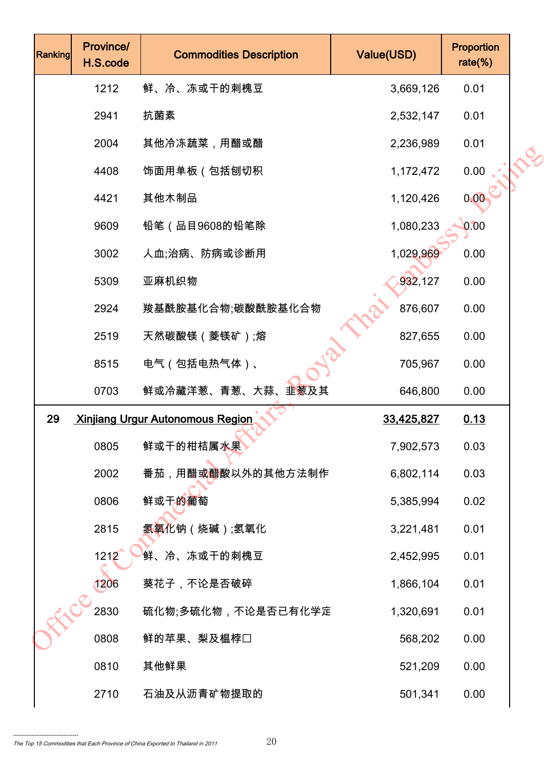| Ranking | Province/ H.S.code | Commodities Description | Value(USD) | Proportion rate(%) |
|---|---|---|---|---|
| | 1212 | 鲜、冷、冻或干的刺槐豆 | 3,669,126 | 0.01 |
| | 2941 | 抗菌素 | 2,532,147 | 0.01 |
| | 2004 | 其他冷冻蔬菜，用醋或醋 | 2,236,989 | 0.01 |
| | 4408 | 饰面用单板（包括刨切积 | 1,172,472 | 0.00 |
| | 4421 | 其他木制品 | 1,120,426 | 0.00 |
| | 9609 | 铅笔（品目9608的铅笔除 | 1,080,233 | 0.00 |
| | 3002 | 人血;治病、防病或诊断用 | 1,029,969 | 0.00 |
| | 5309 | 亚麻机织物 | 932,127 | 0.00 |
| | 2924 | 羧基酰胺基化合物;碳酸酰胺基化合物 | 876,607 | 0.00 |
| | 2519 | 天然碳酸镁（菱镁矿）;熔 | 827,655 | 0.00 |
| | 8515 | 电气（包括电热气体）、 | 705,967 | 0.00 |
| | 0703 | 鲜或冷藏洋葱、青葱、大蒜、韭葱及其 | 646,800 | 0.00 |
| 29 | Xinjiang Urgur Autonomous Region | | 33,425,827 | 0.13 |
| | 0805 | 鲜或干的柑桔属水果 | 7,902,573 | 0.03 |
| | 2002 | 番茄，用醋或醋酸以外的其他方法制作 | 6,802,114 | 0.03 |
| | 0806 | 鲜或干的葡萄 | 5,385,994 | 0.02 |
| | 2815 | 氢氧化钠（烧碱）;氢氧化 | 3,221,481 | 0.01 |
| | 1212 | 鲜、冷、冻或干的刺槐豆 | 2,452,995 | 0.01 |
| | 1206 | 葵花子，不论是否破碎 | 1,866,104 | 0.01 |
| | 2830 | 硫化物;多硫化物，不论是否已有化学定 | 1,320,691 | 0.01 |
| | 0808 | 鲜的苹果、梨及榅桲口 | 568,202 | 0.00 |
| | 0810 | 其他鲜果 | 521,209 | 0.00 |
| | 2710 | 石油及从沥青矿物提取的 | 501,341 | 0.00 |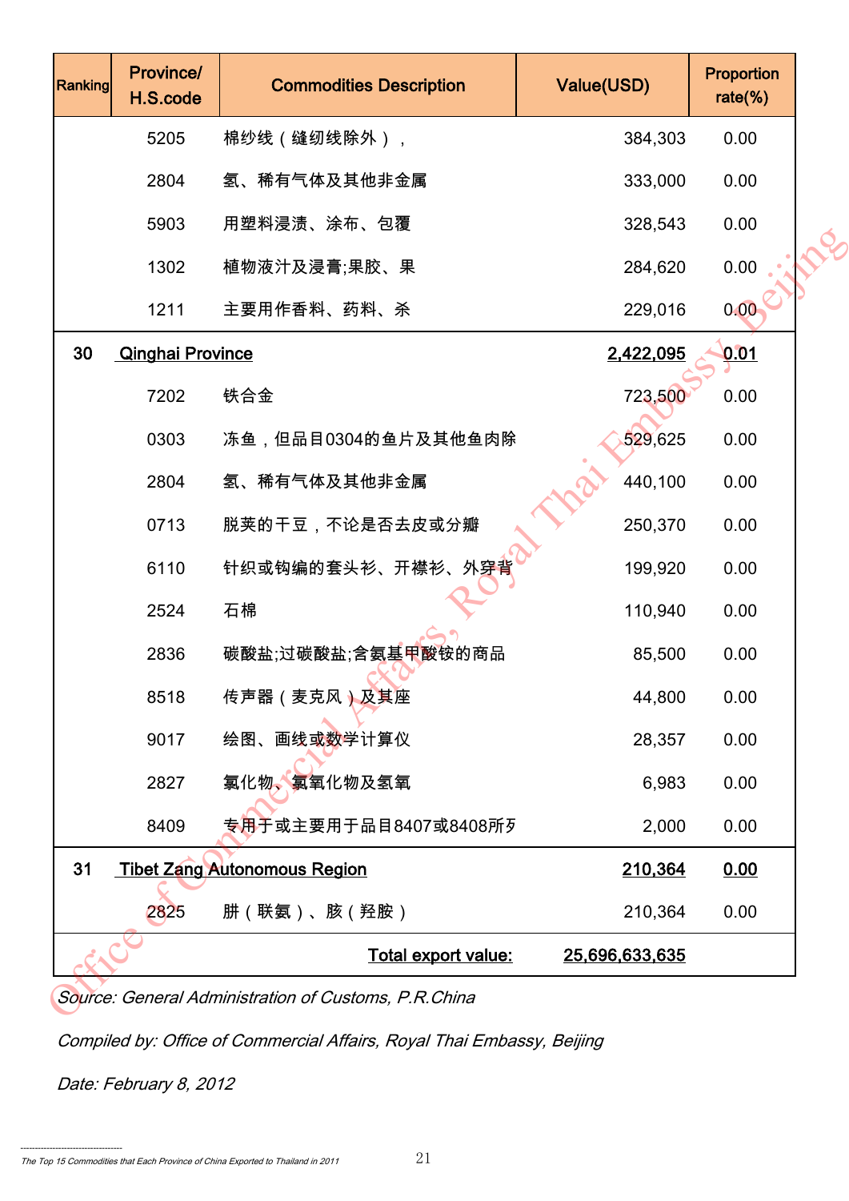| Ranking | Province/ H.S.code | Commodities Description | Value(USD) | Proportion rate(%) |
|---|---|---|---|---|
| | 5205 | 棉纱线（缝纫线除外）， | 384,303 | 0.00 |
| | 2804 | 氢、稀有气体及其他非金属 | 333,000 | 0.00 |
| | 5903 | 用塑料浸渍、涂布、包覆 | 328,543 | 0.00 |
| | 1302 | 植物液汁及浸膏;果胶、果 | 284,620 | 0.00 |
| | 1211 | 主要用作香料、药料、杀 | 229,016 | 0.00 |
| 30 | Qinghai Province | | 2,422,095 | 0.01 |
| | 7202 | 铁合金 | 723,500 | 0.00 |
| | 0303 | 冻鱼，但品目0304的鱼片及其他鱼肉除 | 529,625 | 0.00 |
| | 2804 | 氢、稀有气体及其他非金属 | 440,100 | 0.00 |
| | 0713 | 脱荚的干豆，不论是否去皮或分瓣 | 250,370 | 0.00 |
| | 6110 | 针织或钩编的套头衫、开襟衫、外穿背 | 199,920 | 0.00 |
| | 2524 | 石棉 | 110,940 | 0.00 |
| | 2836 | 碳酸盐;过碳酸盐;含氨基甲酸铵的商品 | 85,500 | 0.00 |
| | 8518 | 传声器（麦克风）及其座 | 44,800 | 0.00 |
| | 9017 | 绘图、画线或数学计算仪 | 28,357 | 0.00 |
| | 2827 | 氯化物、氯氧化物及氢氧 | 6,983 | 0.00 |
| | 8409 | 专用于或主要用于品目8407或8408所歹 | 2,000 | 0.00 |
| 31 | Tibet Zang Autonomous Region | | 210,364 | 0.00 |
| | 2825 | 肼（联氨）、胲（羟胺） | 210,364 | 0.00 |
| | | Total export value: | 25,696,633,635 | |

*Source: General Administration of Customs, P.R.China*

*Compiled by: Office of Commercial Affairs, Royal Thai Embassy, Beijing*

*Date: February 8, 2012*